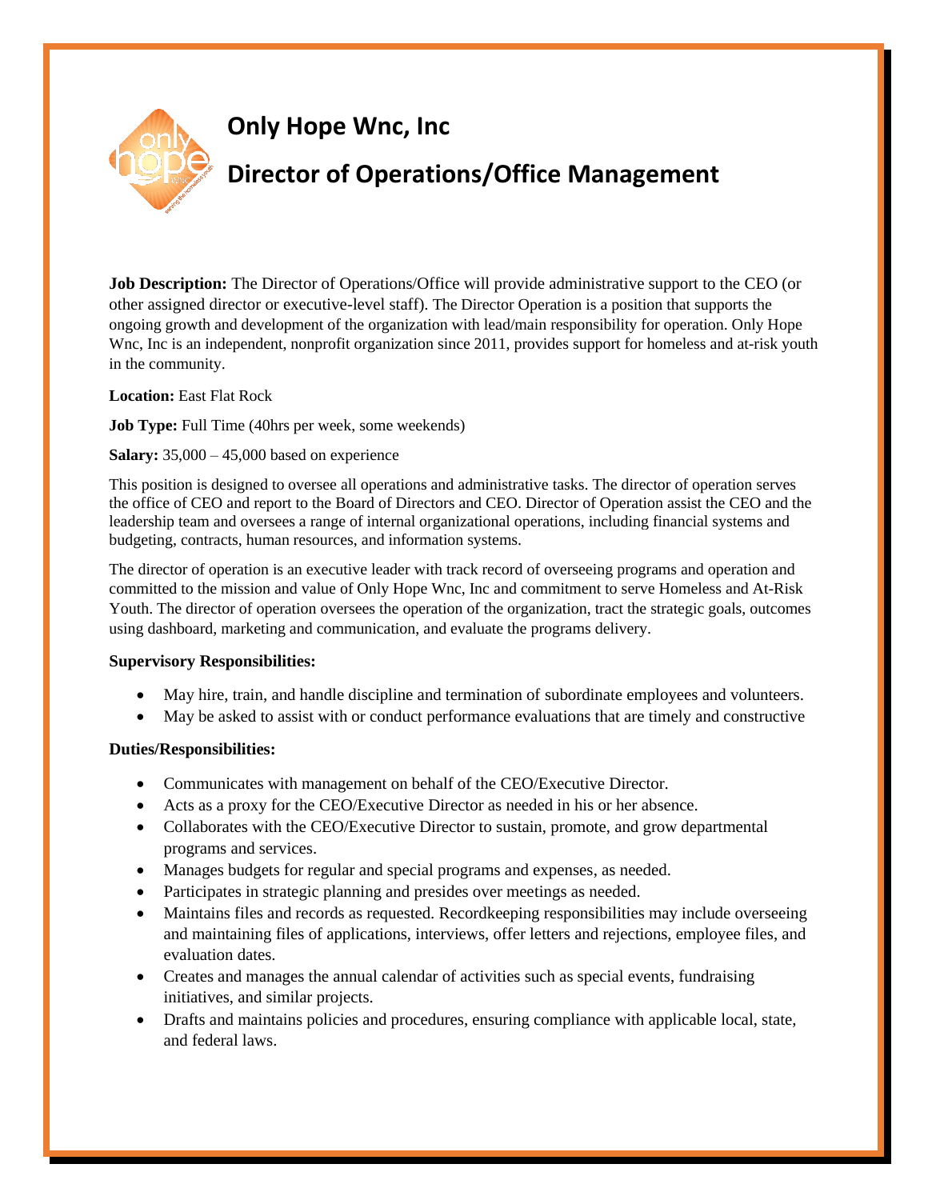# Only Hope Wnc, Inc

# Director of Operations/Office Management

**Job Description:** The Director of Operations/Office will provide administrative support to the CEO (or other assigned director or executive-level staff). The Director Operation is a position that supports the ongoing growth and development of the organization with lead/main responsibility for operation. Only Hope Wnc, Inc is an independent, nonprofit organization since 2011, provides support for homeless and at-risk youth in the community.

**Location:** East Flat Rock

**Job Type:** Full Time (40hrs per week, some weekends)

**Salary:** 35,000 – 45,000 based on experience

This position is designed to oversee all operations and administrative tasks. The director of operation serves the office of CEO and report to the Board of Directors and CEO. Director of Operation assist the CEO and the leadership team and oversees a range of internal organizational operations, including financial systems and budgeting, contracts, human resources, and information systems.

The director of operation is an executive leader with track record of overseeing programs and operation and committed to the mission and value of Only Hope Wnc, Inc and commitment to serve Homeless and At-Risk Youth. The director of operation oversees the operation of the organization, tract the strategic goals, outcomes using dashboard, marketing and communication, and evaluate the programs delivery.

**Supervisory Responsibilities:**

- May hire, train, and handle discipline and termination of subordinate employees and volunteers.
- May be asked to assist with or conduct performance evaluations that are timely and constructive

**Duties/Responsibilities:**

- Communicates with management on behalf of the CEO/Executive Director.
- Acts as a proxy for the CEO/Executive Director as needed in his or her absence.
- Collaborates with the CEO/Executive Director to sustain, promote, and grow departmental programs and services.
- Manages budgets for regular and special programs and expenses, as needed.
- Participates in strategic planning and presides over meetings as needed.
- Maintains files and records as requested. Recordkeeping responsibilities may include overseeing and maintaining files of applications, interviews, offer letters and rejections, employee files, and evaluation dates.
- Creates and manages the annual calendar of activities such as special events, fundraising initiatives, and similar projects.
- Drafts and maintains policies and procedures, ensuring compliance with applicable local, state, and federal laws.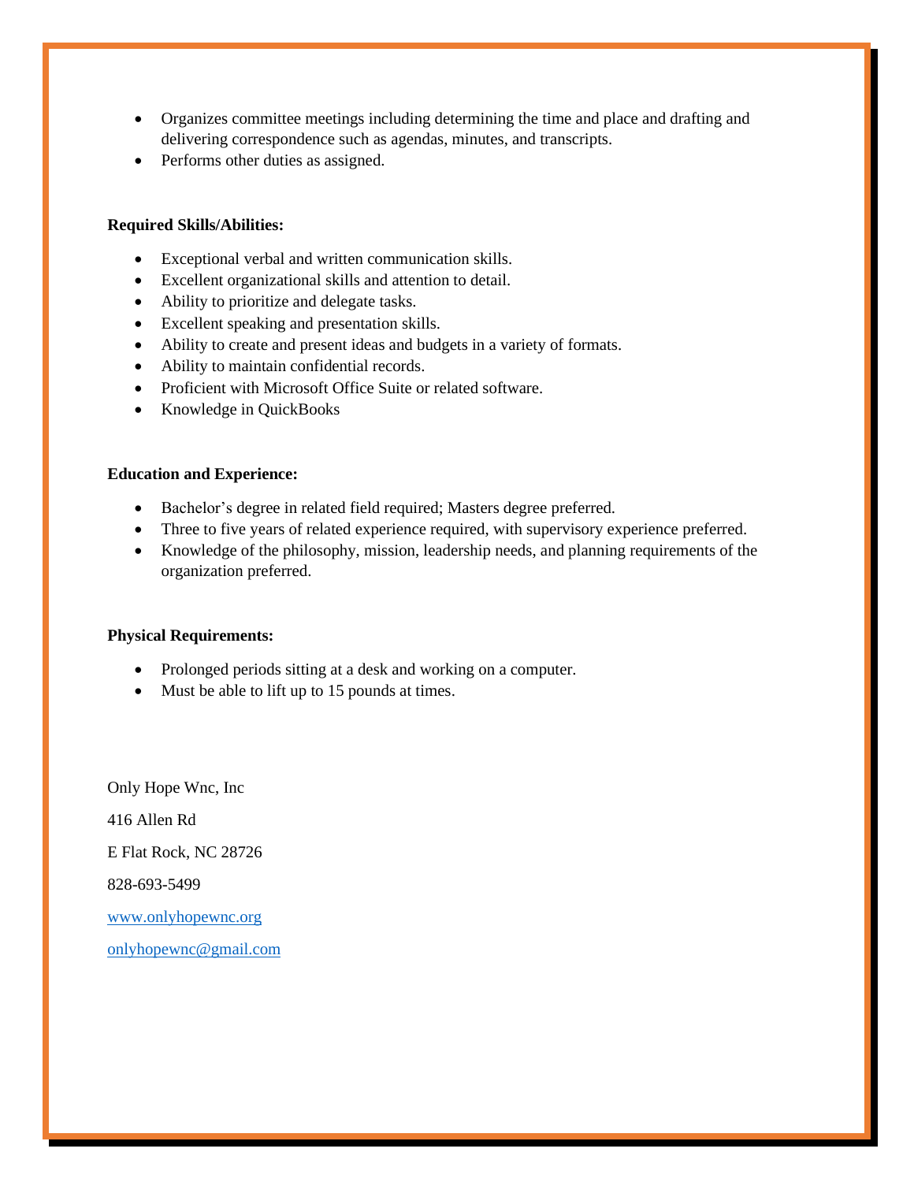- Organizes committee meetings including determining the time and place and drafting and delivering correspondence such as agendas, minutes, and transcripts.
- Performs other duties as assigned.

**Required Skills/Abilities:**

- Exceptional verbal and written communication skills.
- Excellent organizational skills and attention to detail.
- Ability to prioritize and delegate tasks.
- Excellent speaking and presentation skills.
- Ability to create and present ideas and budgets in a variety of formats.
- Ability to maintain confidential records.
- Proficient with Microsoft Office Suite or related software.
- Knowledge in QuickBooks

**Education and Experience:**

- Bachelor's degree in related field required; Masters degree preferred.
- Three to five years of related experience required, with supervisory experience preferred.
- Knowledge of the philosophy, mission, leadership needs, and planning requirements of the organization preferred.

**Physical Requirements:**

- Prolonged periods sitting at a desk and working on a computer.
- Must be able to lift up to 15 pounds at times.

Only Hope Wnc, Inc

416 Allen Rd

E Flat Rock, NC 28726

828-693-5499

www.onlyhopewnc.org

onlyhopewnc@gmail.com